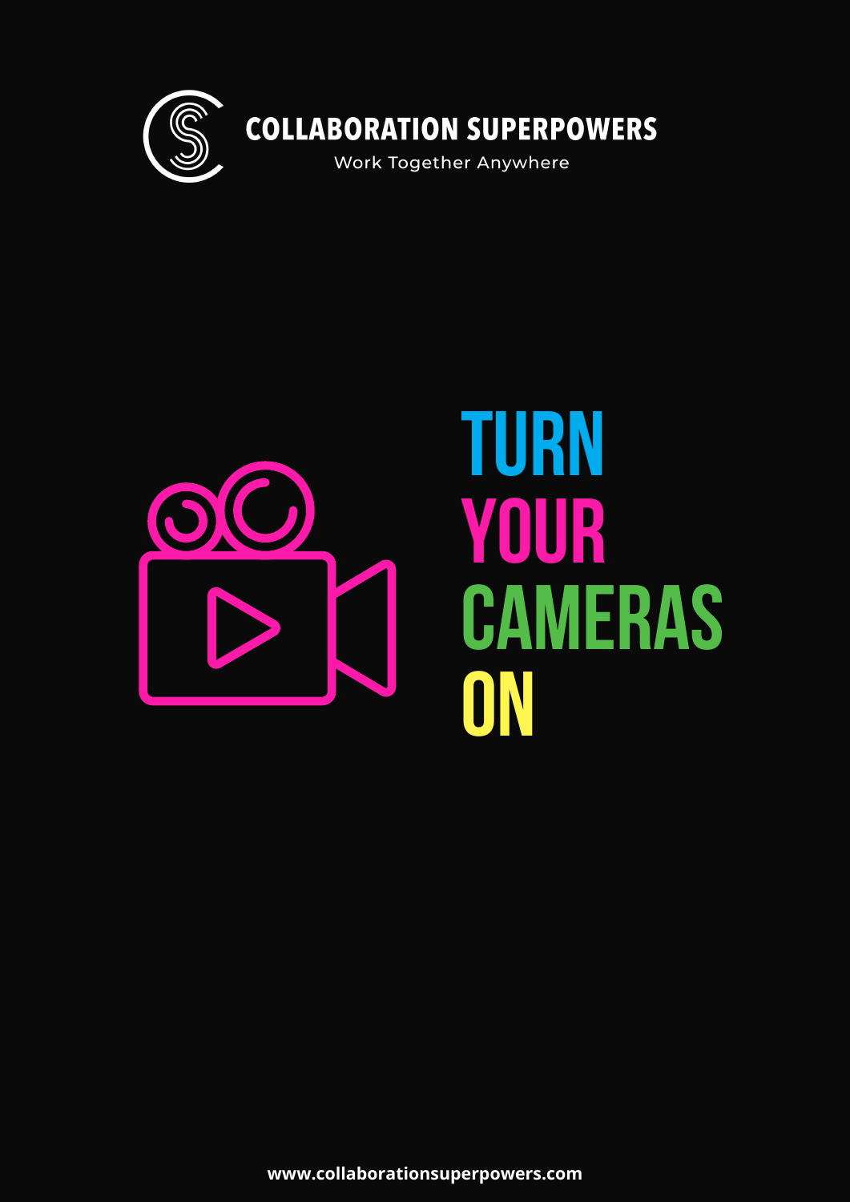COLLABORATION SUPERPOWERS

Work Together Anywhere

# TURN YOUR CAMERAS ON

www.collaborationsuperpowers.com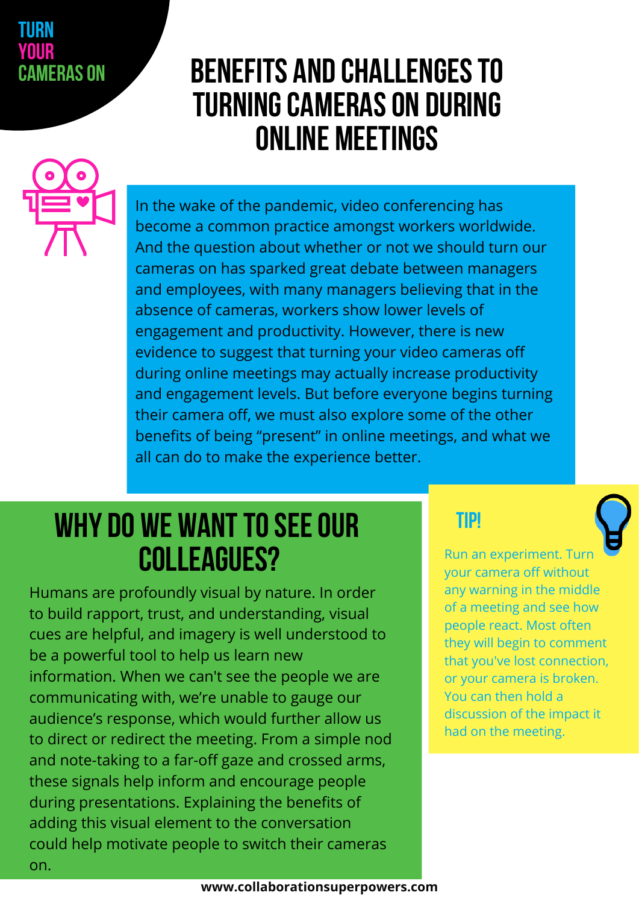TURN YOUR CAMERAS ON

# BENEFITS AND CHALLENGES TO TURNING CAMERAS ON DURING ONLINE MEETINGS

In the wake of the pandemic, video conferencing has become a common practice amongst workers worldwide. And the question about whether or not we should turn our cameras on has sparked great debate between managers and employees, with many managers believing that in the absence of cameras, workers show lower levels of engagement and productivity. However, there is new evidence to suggest that turning your video cameras off during online meetings may actually increase productivity and engagement levels. But before everyone begins turning their camera off, we must also explore some of the other benefits of being "present" in online meetings, and what we all can do to make the experience better.

## WHY DO WE WANT TO SEE OUR COLLEAGUES?

Humans are profoundly visual by nature. In order to build rapport, trust, and understanding, visual cues are helpful, and imagery is well understood to be a powerful tool to help us learn new information. When we can't see the people we are communicating with, we're unable to gauge our audience's response, which would further allow us to direct or redirect the meeting. From a simple nod and note-taking to a far-off gaze and crossed arms, these signals help inform and encourage people during presentations. Explaining the benefits of adding this visual element to the conversation could help motivate people to switch their cameras on.

### TIP!

Run an experiment. Turn your camera off without any warning in the middle of a meeting and see how people react. Most often they will begin to comment that you've lost connection, or your camera is broken. You can then hold a discussion of the impact it had on the meeting.

www.collaborationsuperpowers.com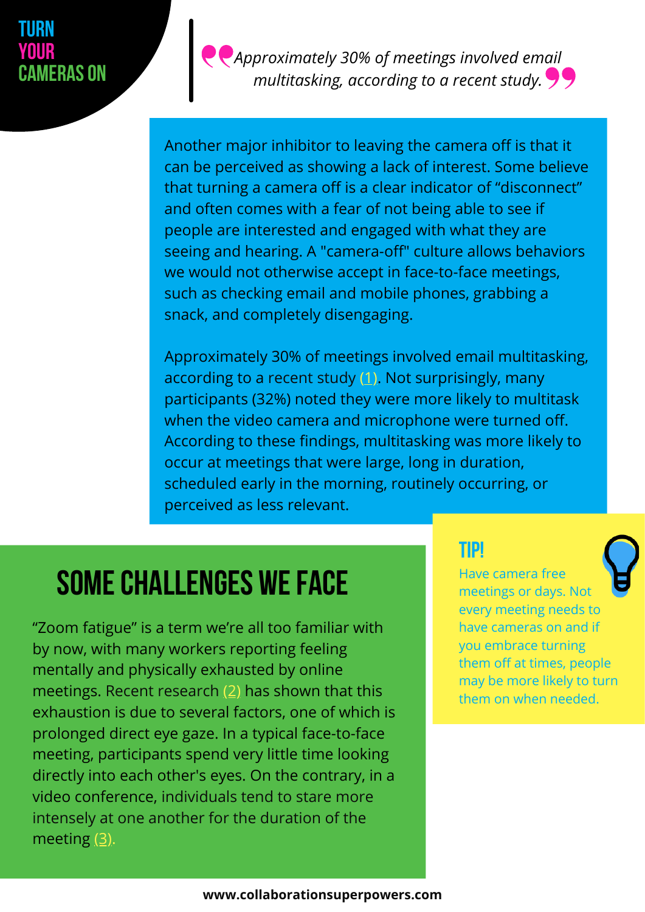TURN YOUR CAMERAS ON

> *Approximately 30% of meetings involved email multitasking, according to a recent study.*

Another major inhibitor to leaving the camera off is that it can be perceived as showing a lack of interest. Some believe that turning a camera off is a clear indicator of “disconnect” and often comes with a fear of not being able to see if people are interested and engaged with what they are seeing and hearing. A "camera-off" culture allows behaviors we would not otherwise accept in face-to-face meetings, such as checking email and mobile phones, grabbing a snack, and completely disengaging.

Approximately 30% of meetings involved email multitasking, according to a recent study (1). Not surprisingly, many participants (32%) noted they were more likely to multitask when the video camera and microphone were turned off. According to these findings, multitasking was more likely to occur at meetings that were large, long in duration, scheduled early in the morning, routinely occurring, or perceived as less relevant.

## SOME CHALLENGES WE FACE

“Zoom fatigue” is a term we’re all too familiar with by now, with many workers reporting feeling mentally and physically exhausted by online meetings. Recent research (2) has shown that this exhaustion is due to several factors, one of which is prolonged direct eye gaze. In a typical face-to-face meeting, participants spend very little time looking directly into each other's eyes. On the contrary, in a video conference, individuals tend to stare more intensely at one another for the duration of the meeting (3).

### TIP!

Have camera free meetings or days. Not every meeting needs to have cameras on and if you embrace turning them off at times, people may be more likely to turn them on when needed.

www.collaborationsuperpowers.com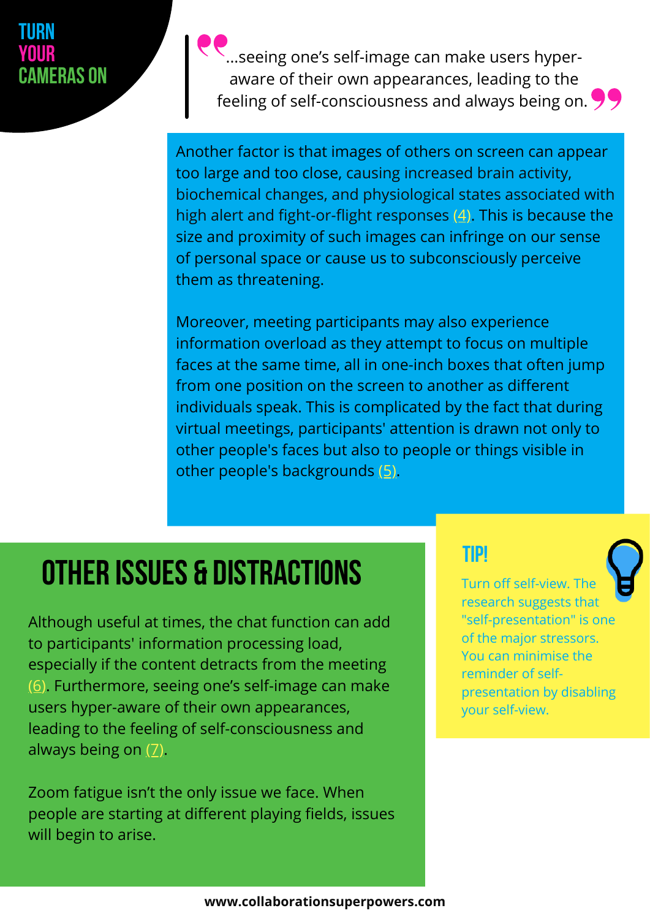TURN YOUR CAMERAS ON

> "...seeing one's self-image can make users hyper-aware of their own appearances, leading to the feeling of self-consciousness and always being on."

Another factor is that images of others on screen can appear too large and too close, causing increased brain activity, biochemical changes, and physiological states associated with high alert and fight-or-flight responses (4). This is because the size and proximity of such images can infringe on our sense of personal space or cause us to subconsciously perceive them as threatening.

Moreover, meeting participants may also experience information overload as they attempt to focus on multiple faces at the same time, all in one-inch boxes that often jump from one position on the screen to another as different individuals speak. This is complicated by the fact that during virtual meetings, participants' attention is drawn not only to other people's faces but also to people or things visible in other people's backgrounds (5).

## OTHER ISSUES & DISTRACTIONS

Although useful at times, the chat function can add to participants' information processing load, especially if the content detracts from the meeting (6). Furthermore, seeing one's self-image can make users hyper-aware of their own appearances, leading to the feeling of self-consciousness and always being on (7).

Zoom fatigue isn't the only issue we face. When people are starting at different playing fields, issues will begin to arise.

### TIP!

Turn off self-view. The research suggests that "self-presentation" is one of the major stressors. You can minimise the reminder of self-presentation by disabling your self-view.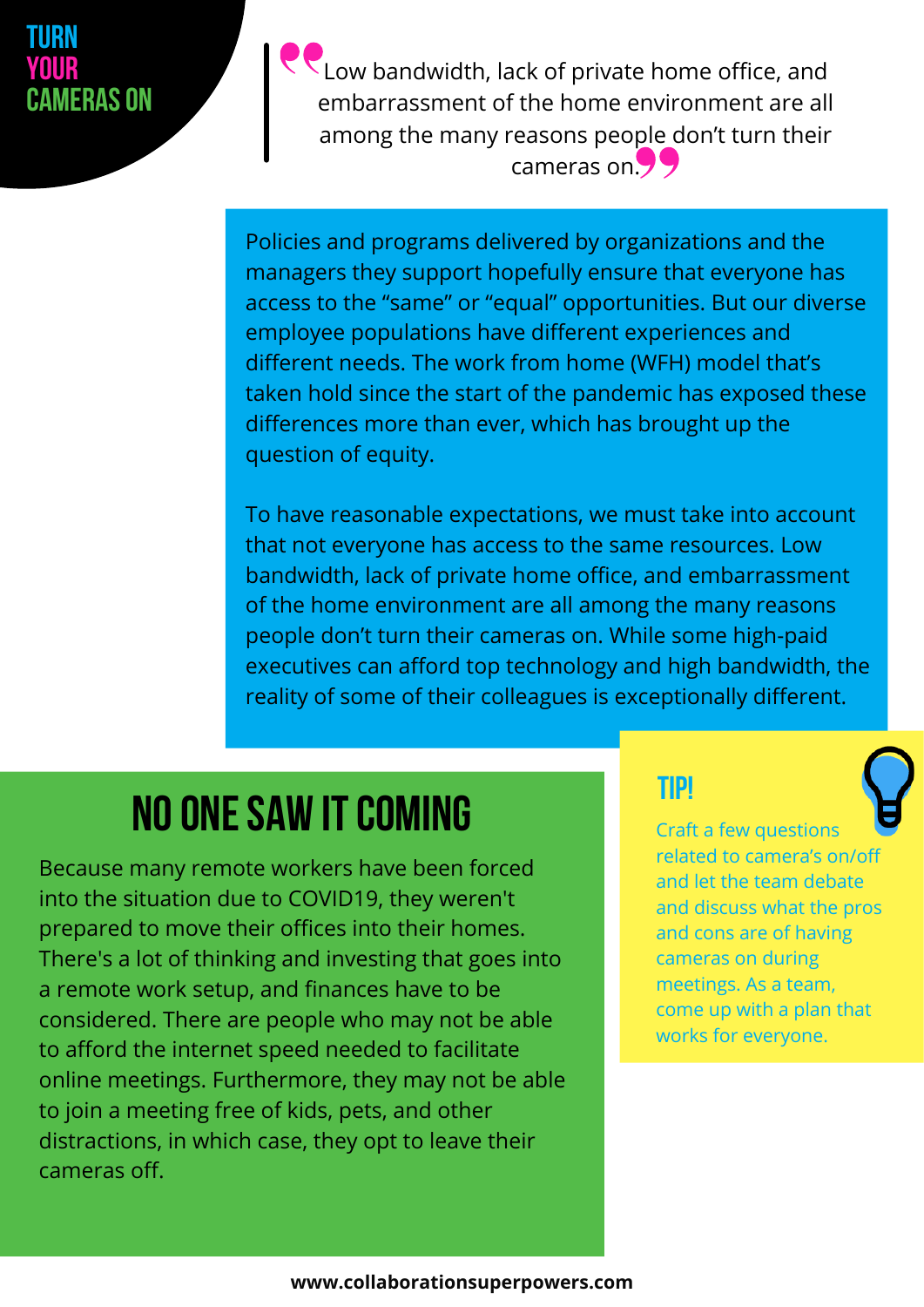# TURN YOUR CAMERAS ON

> "Low bandwidth, lack of private home office, and embarrassment of the home environment are all among the many reasons people don't turn their cameras on."

Policies and programs delivered by organizations and the managers they support hopefully ensure that everyone has access to the "same" or "equal" opportunities. But our diverse employee populations have different experiences and different needs. The work from home (WFH) model that's taken hold since the start of the pandemic has exposed these differences more than ever, which has brought up the question of equity.

To have reasonable expectations, we must take into account that not everyone has access to the same resources. Low bandwidth, lack of private home office, and embarrassment of the home environment are all among the many reasons people don't turn their cameras on. While some high-paid executives can afford top technology and high bandwidth, the reality of some of their colleagues is exceptionally different.

## NO ONE SAW IT COMING

Because many remote workers have been forced into the situation due to COVID19, they weren't prepared to move their offices into their homes. There's a lot of thinking and investing that goes into a remote work setup, and finances have to be considered. There are people who may not be able to afford the internet speed needed to facilitate online meetings. Furthermore, they may not be able to join a meeting free of kids, pets, and other distractions, in which case, they opt to leave their cameras off.

### TIP!

Craft a few questions related to camera's on/off and let the team debate and discuss what the pros and cons are of having cameras on during meetings. As a team, come up with a plan that works for everyone.

www.collaborationsuperpowers.com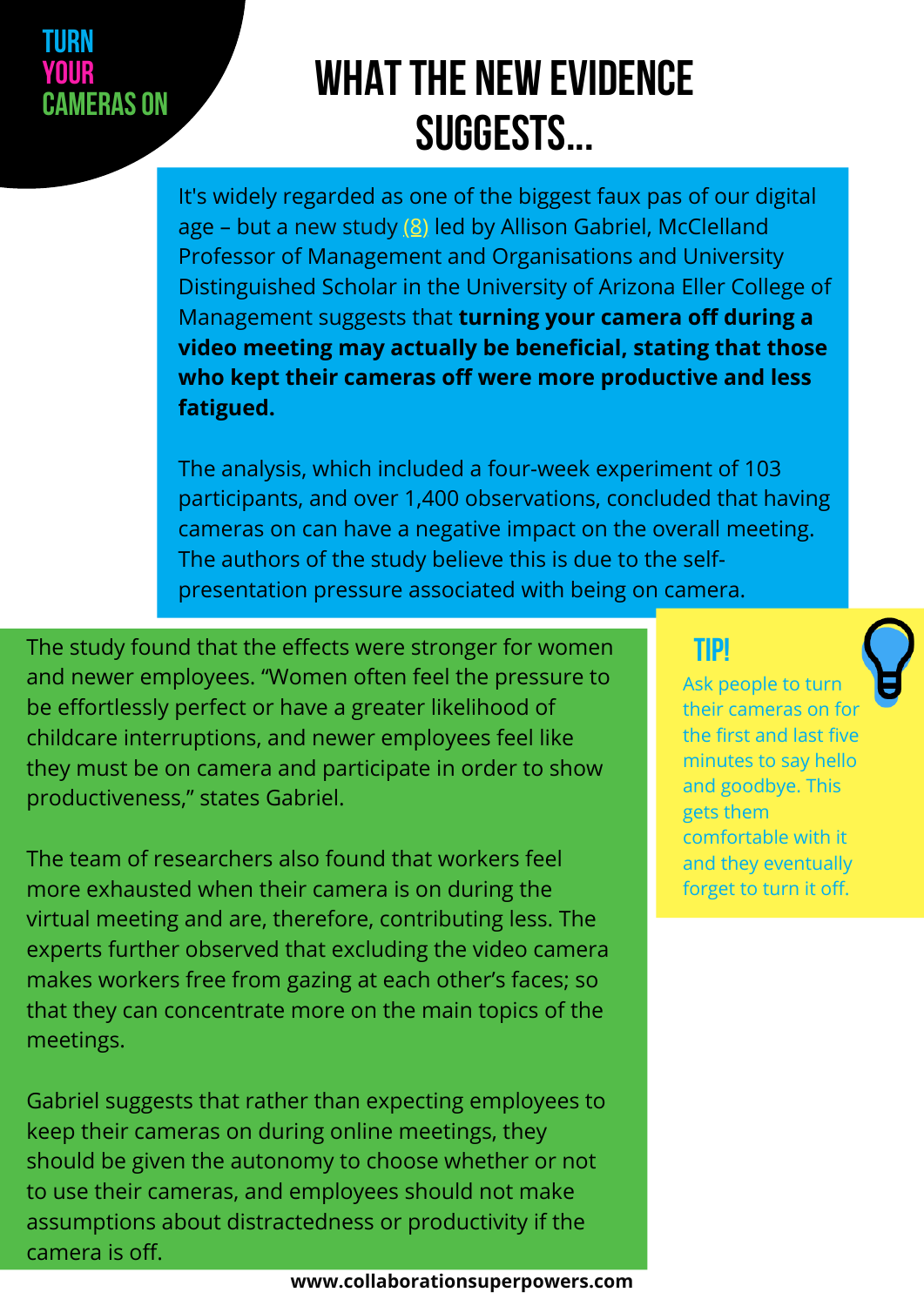TURN YOUR CAMERAS ON

# WHAT THE NEW EVIDENCE SUGGESTS...

It's widely regarded as one of the biggest faux pas of our digital age – but a new study (8) led by Allison Gabriel, McClelland Professor of Management and Organisations and University Distinguished Scholar in the University of Arizona Eller College of Management suggests that **turning your camera off during a video meeting may actually be beneficial, stating that those who kept their cameras off were more productive and less fatigued.**

The analysis, which included a four-week experiment of 103 participants, and over 1,400 observations, concluded that having cameras on can have a negative impact on the overall meeting. The authors of the study believe this is due to the self-presentation pressure associated with being on camera.

The study found that the effects were stronger for women and newer employees. "Women often feel the pressure to be effortlessly perfect or have a greater likelihood of childcare interruptions, and newer employees feel like they must be on camera and participate in order to show productiveness," states Gabriel.

The team of researchers also found that workers feel more exhausted when their camera is on during the virtual meeting and are, therefore, contributing less. The experts further observed that excluding the video camera makes workers free from gazing at each other's faces; so that they can concentrate more on the main topics of the meetings.

Gabriel suggests that rather than expecting employees to keep their cameras on during online meetings, they should be given the autonomy to choose whether or not to use their cameras, and employees should not make assumptions about distractedness or productivity if the camera is off.

## TIP!

Ask people to turn their cameras on for the first and last five minutes to say hello and goodbye. This gets them comfortable with it and they eventually forget to turn it off.

www.collaborationsuperpowers.com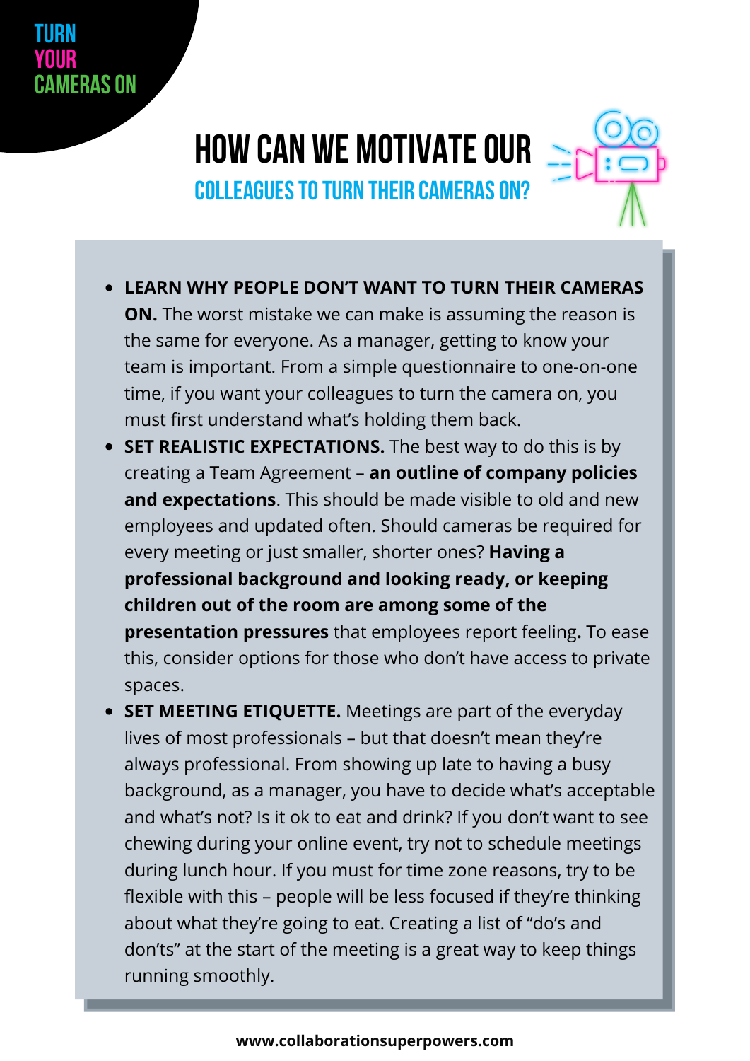TURN YOUR CAMERAS ON

# HOW CAN WE MOTIVATE OUR COLLEAGUES TO TURN THEIR CAMERAS ON?

- **LEARN WHY PEOPLE DON'T WANT TO TURN THEIR CAMERAS ON.** The worst mistake we can make is assuming the reason is the same for everyone. As a manager, getting to know your team is important. From a simple questionnaire to one-on-one time, if you want your colleagues to turn the camera on, you must first understand what's holding them back.
- **SET REALISTIC EXPECTATIONS.** The best way to do this is by creating a Team Agreement – **an outline of company policies and expectations**. This should be made visible to old and new employees and updated often. Should cameras be required for every meeting or just smaller, shorter ones? **Having a professional background and looking ready, or keeping children out of the room are among some of the presentation pressures** that employees report feeling**.** To ease this, consider options for those who don't have access to private spaces.
- **SET MEETING ETIQUETTE.** Meetings are part of the everyday lives of most professionals – but that doesn't mean they're always professional. From showing up late to having a busy background, as a manager, you have to decide what's acceptable and what's not? Is it ok to eat and drink? If you don't want to see chewing during your online event, try not to schedule meetings during lunch hour. If you must for time zone reasons, try to be flexible with this – people will be less focused if they're thinking about what they're going to eat. Creating a list of "do's and don'ts" at the start of the meeting is a great way to keep things running smoothly.

**www.collaborationsuperpowers.com**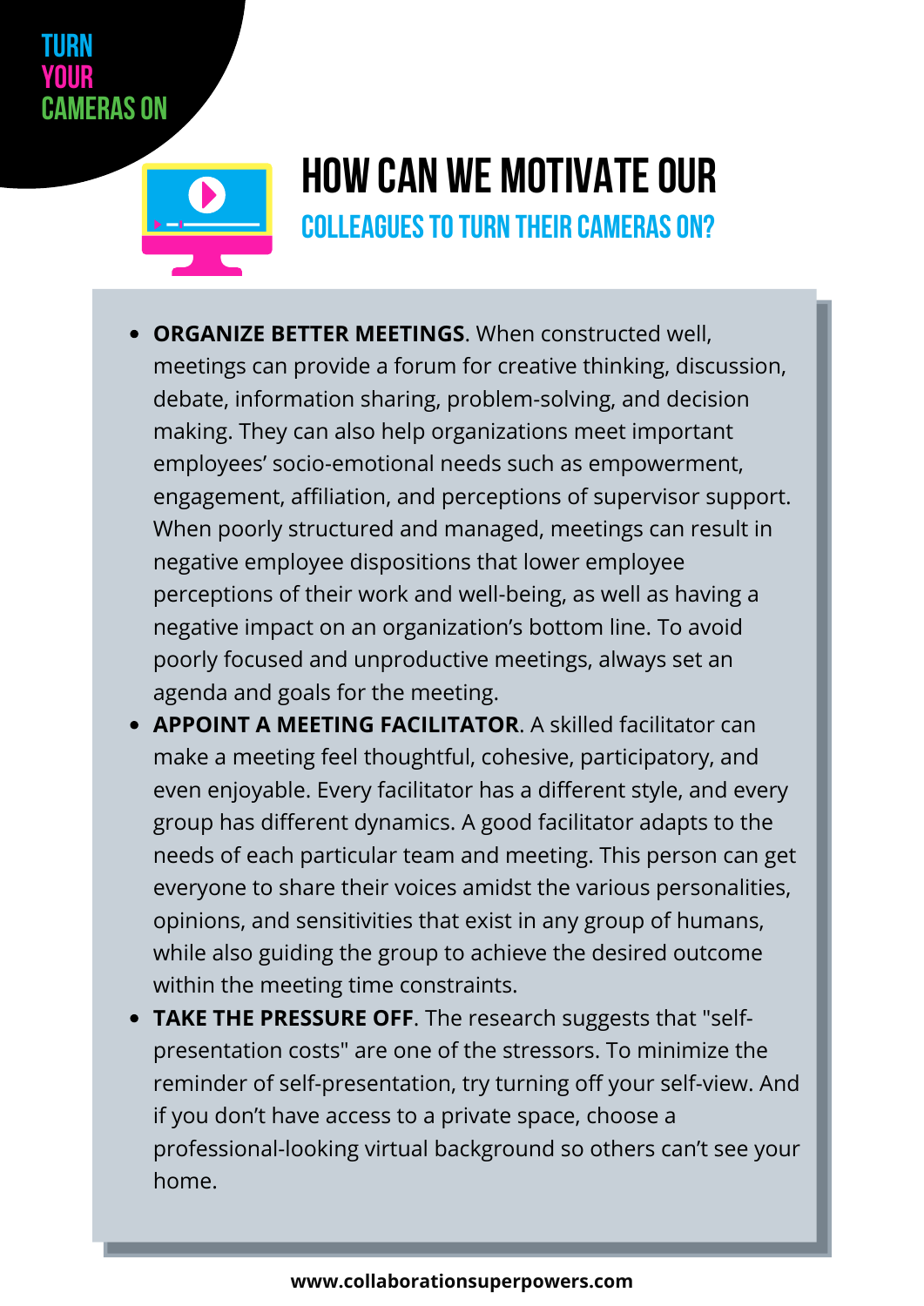TURN YOUR CAMERAS ON

# HOW CAN WE MOTIVATE OUR

## COLLEAGUES TO TURN THEIR CAMERAS ON?

- **ORGANIZE BETTER MEETINGS**. When constructed well, meetings can provide a forum for creative thinking, discussion, debate, information sharing, problem-solving, and decision making. They can also help organizations meet important employees' socio-emotional needs such as empowerment, engagement, affiliation, and perceptions of supervisor support. When poorly structured and managed, meetings can result in negative employee dispositions that lower employee perceptions of their work and well-being, as well as having a negative impact on an organization's bottom line. To avoid poorly focused and unproductive meetings, always set an agenda and goals for the meeting.
- **APPOINT A MEETING FACILITATOR**. A skilled facilitator can make a meeting feel thoughtful, cohesive, participatory, and even enjoyable. Every facilitator has a different style, and every group has different dynamics. A good facilitator adapts to the needs of each particular team and meeting. This person can get everyone to share their voices amidst the various personalities, opinions, and sensitivities that exist in any group of humans, while also guiding the group to achieve the desired outcome within the meeting time constraints.
- **TAKE THE PRESSURE OFF**. The research suggests that "self-presentation costs" are one of the stressors. To minimize the reminder of self-presentation, try turning off your self-view. And if you don't have access to a private space, choose a professional-looking virtual background so others can't see your home.

www.collaborationsuperpowers.com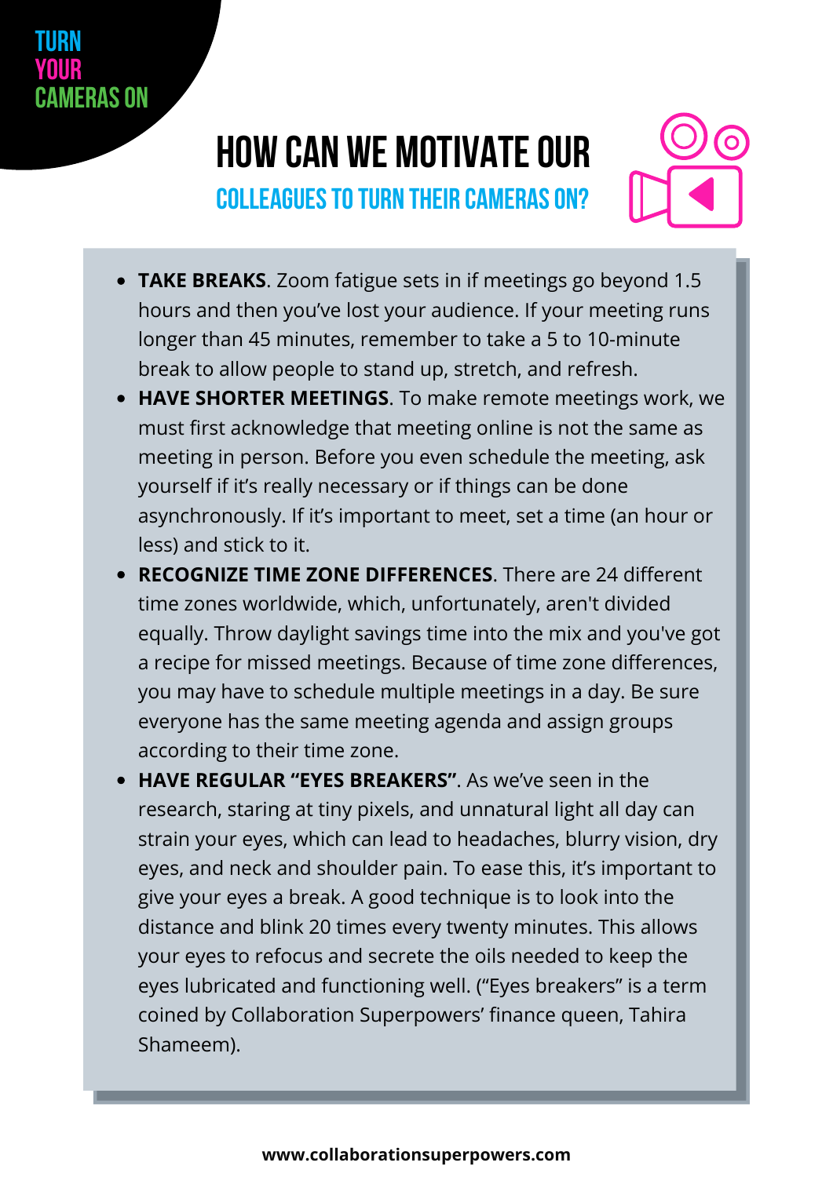TURN
YOUR
CAMERAS ON

# HOW CAN WE MOTIVATE OUR

## COLLEAGUES TO TURN THEIR CAMERAS ON?

- **TAKE BREAKS**. Zoom fatigue sets in if meetings go beyond 1.5 hours and then you've lost your audience. If your meeting runs longer than 45 minutes, remember to take a 5 to 10-minute break to allow people to stand up, stretch, and refresh.
- **HAVE SHORTER MEETINGS**. To make remote meetings work, we must first acknowledge that meeting online is not the same as meeting in person. Before you even schedule the meeting, ask yourself if it's really necessary or if things can be done asynchronously. If it's important to meet, set a time (an hour or less) and stick to it.
- **RECOGNIZE TIME ZONE DIFFERENCES**. There are 24 different time zones worldwide, which, unfortunately, aren't divided equally. Throw daylight savings time into the mix and you've got a recipe for missed meetings. Because of time zone differences, you may have to schedule multiple meetings in a day. Be sure everyone has the same meeting agenda and assign groups according to their time zone.
- **HAVE REGULAR "EYES BREAKERS"**. As we've seen in the research, staring at tiny pixels, and unnatural light all day can strain your eyes, which can lead to headaches, blurry vision, dry eyes, and neck and shoulder pain. To ease this, it's important to give your eyes a break. A good technique is to look into the distance and blink 20 times every twenty minutes. This allows your eyes to refocus and secrete the oils needed to keep the eyes lubricated and functioning well. ("Eyes breakers" is a term coined by Collaboration Superpowers' finance queen, Tahira Shameem).

www.collaborationsuperpowers.com